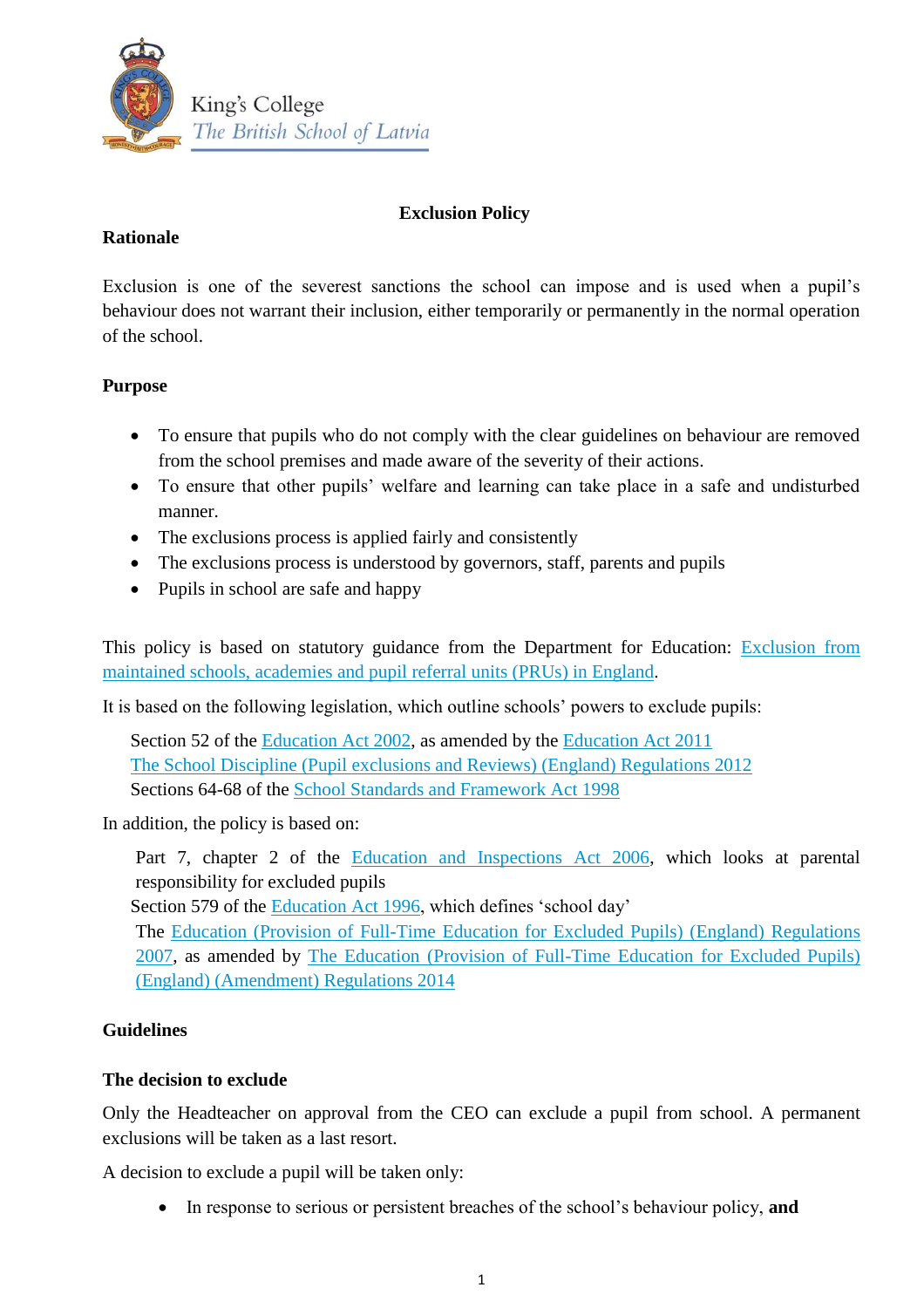King's College
*The British School of Latvia*

# Exclusion Policy

## Rationale

Exclusion is one of the severest sanctions the school can impose and is used when a pupil's behaviour does not warrant their inclusion, either temporarily or permanently in the normal operation of the school.

## Purpose

- To ensure that pupils who do not comply with the clear guidelines on behaviour are removed from the school premises and made aware of the severity of their actions.
- To ensure that other pupils' welfare and learning can take place in a safe and undisturbed manner.
- The exclusions process is applied fairly and consistently
- The exclusions process is understood by governors, staff, parents and pupils
- Pupils in school are safe and happy

This policy is based on statutory guidance from the Department for Education: Exclusion from maintained schools, academies and pupil referral units (PRUs) in England.

It is based on the following legislation, which outline schools' powers to exclude pupils:

Section 52 of the Education Act 2002, as amended by the Education Act 2011
The School Discipline (Pupil exclusions and Reviews) (England) Regulations 2012
Sections 64-68 of the School Standards and Framework Act 1998

In addition, the policy is based on:

Part 7, chapter 2 of the Education and Inspections Act 2006, which looks at parental responsibility for excluded pupils
Section 579 of the Education Act 1996, which defines 'school day'
The Education (Provision of Full-Time Education for Excluded Pupils) (England) Regulations 2007, as amended by The Education (Provision of Full-Time Education for Excluded Pupils) (England) (Amendment) Regulations 2014

## Guidelines

### The decision to exclude

Only the Headteacher on approval from the CEO can exclude a pupil from school. A permanent exclusions will be taken as a last resort.

A decision to exclude a pupil will be taken only:

- In response to serious or persistent breaches of the school's behaviour policy, **and**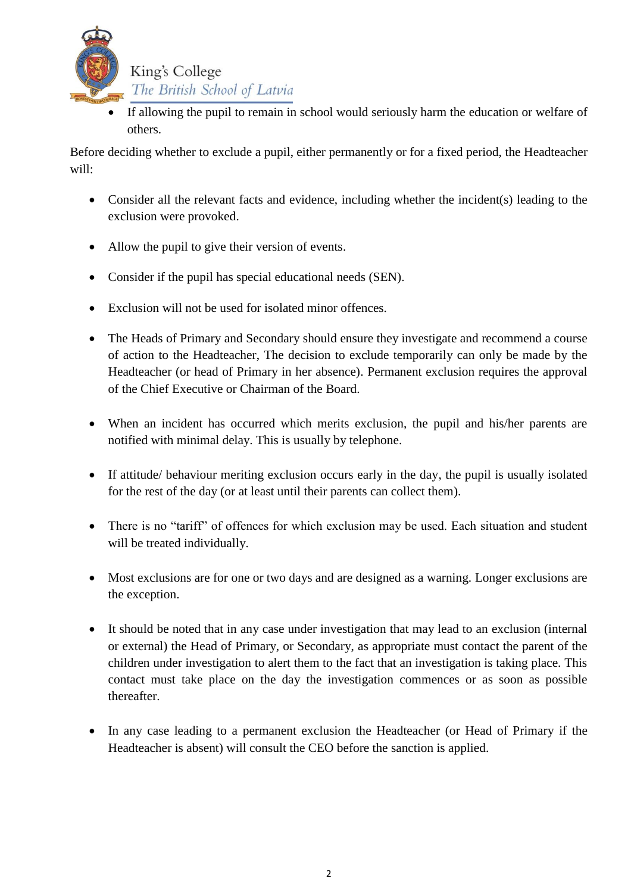- If allowing the pupil to remain in school would seriously harm the education or welfare of others.

Before deciding whether to exclude a pupil, either permanently or for a fixed period, the Headteacher will:

- Consider all the relevant facts and evidence, including whether the incident(s) leading to the exclusion were provoked.
- Allow the pupil to give their version of events.
- Consider if the pupil has special educational needs (SEN).
- Exclusion will not be used for isolated minor offences.
- The Heads of Primary and Secondary should ensure they investigate and recommend a course of action to the Headteacher, The decision to exclude temporarily can only be made by the Headteacher (or head of Primary in her absence). Permanent exclusion requires the approval of the Chief Executive or Chairman of the Board.
- When an incident has occurred which merits exclusion, the pupil and his/her parents are notified with minimal delay. This is usually by telephone.
- If attitude/ behaviour meriting exclusion occurs early in the day, the pupil is usually isolated for the rest of the day (or at least until their parents can collect them).
- There is no "tariff" of offences for which exclusion may be used. Each situation and student will be treated individually.
- Most exclusions are for one or two days and are designed as a warning. Longer exclusions are the exception.
- It should be noted that in any case under investigation that may lead to an exclusion (internal or external) the Head of Primary, or Secondary, as appropriate must contact the parent of the children under investigation to alert them to the fact that an investigation is taking place. This contact must take place on the day the investigation commences or as soon as possible thereafter.
- In any case leading to a permanent exclusion the Headteacher (or Head of Primary if the Headteacher is absent) will consult the CEO before the sanction is applied.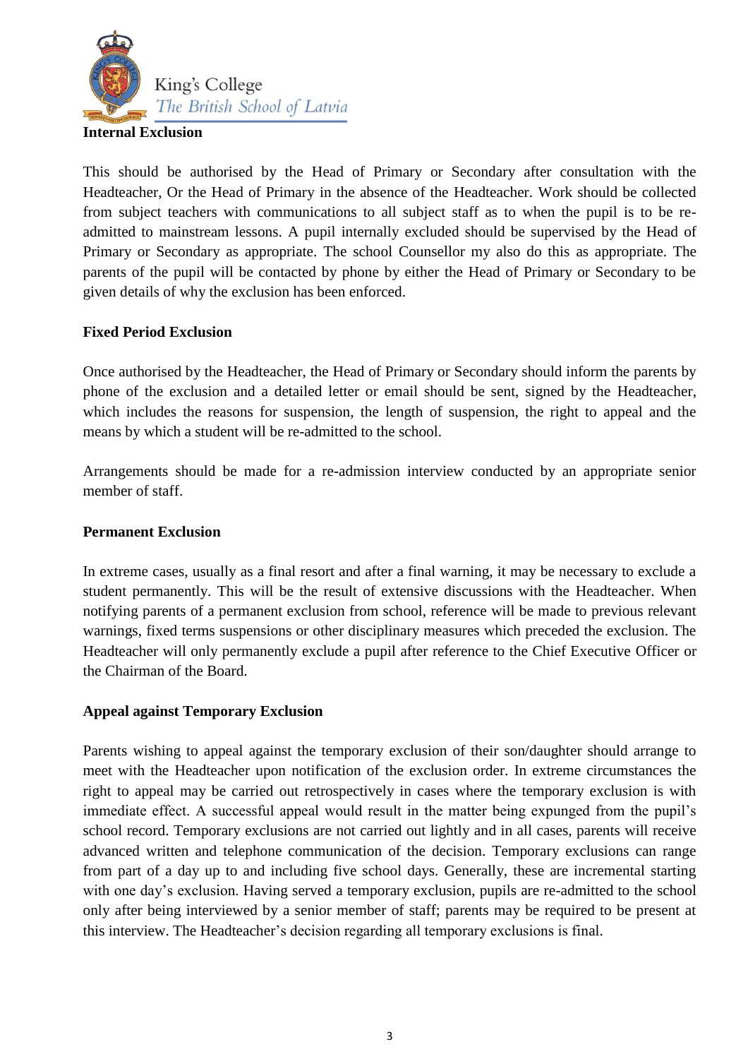**Internal Exclusion**

This should be authorised by the Head of Primary or Secondary after consultation with the Headteacher, Or the Head of Primary in the absence of the Headteacher. Work should be collected from subject teachers with communications to all subject staff as to when the pupil is to be re-admitted to mainstream lessons. A pupil internally excluded should be supervised by the Head of Primary or Secondary as appropriate. The school Counsellor my also do this as appropriate. The parents of the pupil will be contacted by phone by either the Head of Primary or Secondary to be given details of why the exclusion has been enforced.

**Fixed Period Exclusion**

Once authorised by the Headteacher, the Head of Primary or Secondary should inform the parents by phone of the exclusion and a detailed letter or email should be sent, signed by the Headteacher, which includes the reasons for suspension, the length of suspension, the right to appeal and the means by which a student will be re-admitted to the school.

Arrangements should be made for a re-admission interview conducted by an appropriate senior member of staff.

**Permanent Exclusion**

In extreme cases, usually as a final resort and after a final warning, it may be necessary to exclude a student permanently. This will be the result of extensive discussions with the Headteacher. When notifying parents of a permanent exclusion from school, reference will be made to previous relevant warnings, fixed terms suspensions or other disciplinary measures which preceded the exclusion. The Headteacher will only permanently exclude a pupil after reference to the Chief Executive Officer or the Chairman of the Board.

**Appeal against Temporary Exclusion**

Parents wishing to appeal against the temporary exclusion of their son/daughter should arrange to meet with the Headteacher upon notification of the exclusion order. In extreme circumstances the right to appeal may be carried out retrospectively in cases where the temporary exclusion is with immediate effect. A successful appeal would result in the matter being expunged from the pupil's school record. Temporary exclusions are not carried out lightly and in all cases, parents will receive advanced written and telephone communication of the decision. Temporary exclusions can range from part of a day up to and including five school days. Generally, these are incremental starting with one day's exclusion. Having served a temporary exclusion, pupils are re-admitted to the school only after being interviewed by a senior member of staff; parents may be required to be present at this interview. The Headteacher's decision regarding all temporary exclusions is final.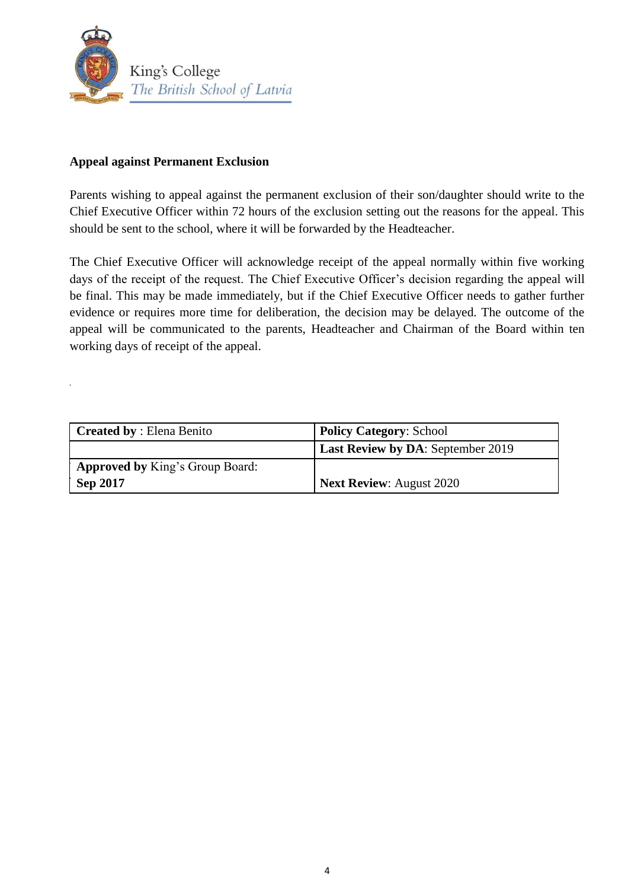King's College
*The British School of Latvia*

**Appeal against Permanent Exclusion**

Parents wishing to appeal against the permanent exclusion of their son/daughter should write to the Chief Executive Officer within 72 hours of the exclusion setting out the reasons for the appeal. This should be sent to the school, where it will be forwarded by the Headteacher.

The Chief Executive Officer will acknowledge receipt of the appeal normally within five working days of the receipt of the request. The Chief Executive Officer's decision regarding the appeal will be final. This may be made immediately, but if the Chief Executive Officer needs to gather further evidence or requires more time for deliberation, the decision may be delayed. The outcome of the appeal will be communicated to the parents, Headteacher and Chairman of the Board within ten working days of receipt of the appeal.

| | |
|---|---|
| **Created by** : Elena Benito | **Policy Category**: School |
| | **Last Review by DA**: September 2019 |
| **Approved by** King's Group Board: **Sep 2017** | **Next Review**: August 2020 |